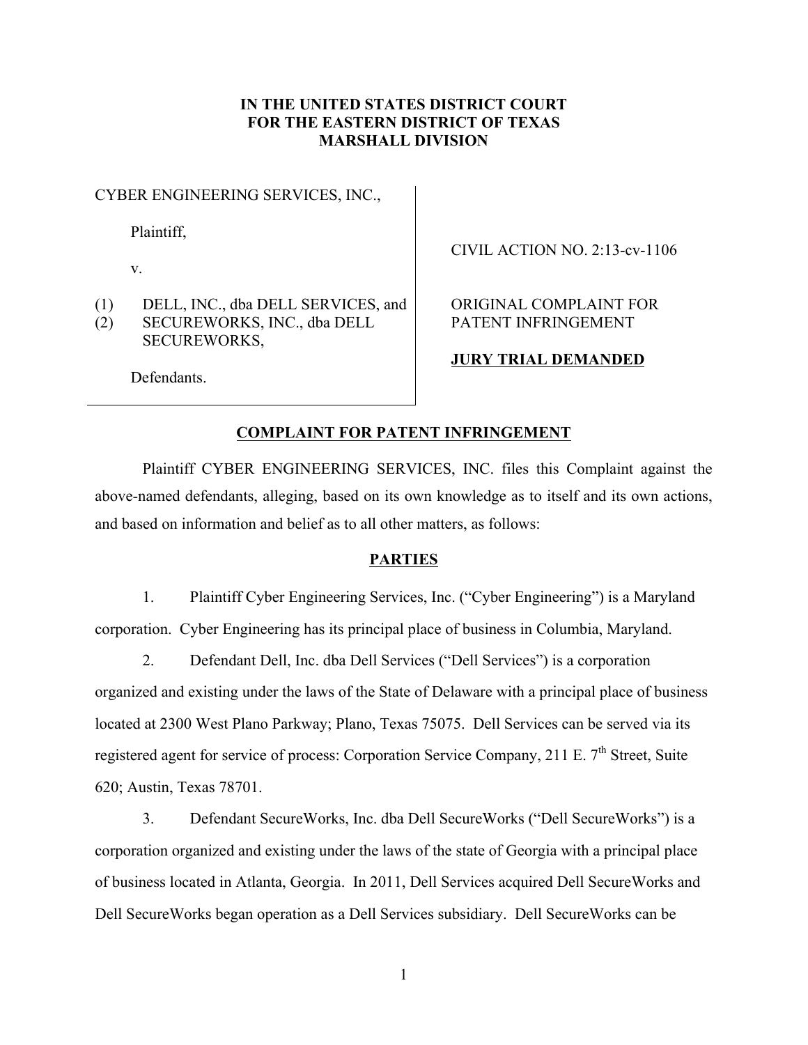**IN THE UNITED STATES DISTRICT COURT**
**FOR THE EASTERN DISTRICT OF TEXAS**
**MARSHALL DIVISION**

| | |
|---|---|
| CYBER ENGINEERING SERVICES, INC.,<br><br>Plaintiff,<br><br>v.<br><br>(1) DELL, INC., dba DELL SERVICES, and<br>(2) SECUREWORKS, INC., dba DELL SECUREWORKS,<br><br>Defendants. | CIVIL ACTION NO. 2:13-cv-1106<br><br>ORIGINAL COMPLAINT FOR PATENT INFRINGEMENT<br><br>**JURY TRIAL DEMANDED** |

## COMPLAINT FOR PATENT INFRINGEMENT

Plaintiff CYBER ENGINEERING SERVICES, INC. files this Complaint against the above-named defendants, alleging, based on its own knowledge as to itself and its own actions, and based on information and belief as to all other matters, as follows:

## PARTIES

1. Plaintiff Cyber Engineering Services, Inc. ("Cyber Engineering") is a Maryland corporation. Cyber Engineering has its principal place of business in Columbia, Maryland.

2. Defendant Dell, Inc. dba Dell Services ("Dell Services") is a corporation organized and existing under the laws of the State of Delaware with a principal place of business located at 2300 West Plano Parkway; Plano, Texas 75075. Dell Services can be served via its registered agent for service of process: Corporation Service Company, 211 E. 7th Street, Suite 620; Austin, Texas 78701.

3. Defendant SecureWorks, Inc. dba Dell SecureWorks ("Dell SecureWorks") is a corporation organized and existing under the laws of the state of Georgia with a principal place of business located in Atlanta, Georgia. In 2011, Dell Services acquired Dell SecureWorks and Dell SecureWorks began operation as a Dell Services subsidiary. Dell SecureWorks can be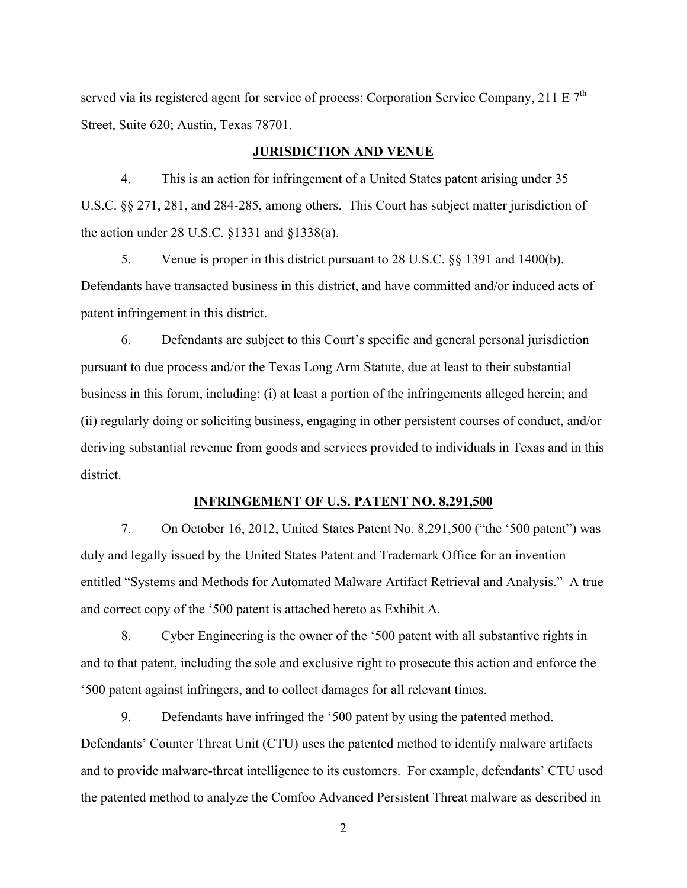served via its registered agent for service of process: Corporation Service Company, 211 E 7th Street, Suite 620; Austin, Texas 78701.

## JURISDICTION AND VENUE

4. This is an action for infringement of a United States patent arising under 35 U.S.C. §§ 271, 281, and 284-285, among others. This Court has subject matter jurisdiction of the action under 28 U.S.C. §1331 and §1338(a).

5. Venue is proper in this district pursuant to 28 U.S.C. §§ 1391 and 1400(b). Defendants have transacted business in this district, and have committed and/or induced acts of patent infringement in this district.

6. Defendants are subject to this Court's specific and general personal jurisdiction pursuant to due process and/or the Texas Long Arm Statute, due at least to their substantial business in this forum, including: (i) at least a portion of the infringements alleged herein; and (ii) regularly doing or soliciting business, engaging in other persistent courses of conduct, and/or deriving substantial revenue from goods and services provided to individuals in Texas and in this district.

## INFRINGEMENT OF U.S. PATENT NO. 8,291,500

7. On October 16, 2012, United States Patent No. 8,291,500 ("the '500 patent") was duly and legally issued by the United States Patent and Trademark Office for an invention entitled "Systems and Methods for Automated Malware Artifact Retrieval and Analysis." A true and correct copy of the '500 patent is attached hereto as Exhibit A.

8. Cyber Engineering is the owner of the '500 patent with all substantive rights in and to that patent, including the sole and exclusive right to prosecute this action and enforce the '500 patent against infringers, and to collect damages for all relevant times.

9. Defendants have infringed the '500 patent by using the patented method. Defendants' Counter Threat Unit (CTU) uses the patented method to identify malware artifacts and to provide malware-threat intelligence to its customers. For example, defendants' CTU used the patented method to analyze the Comfoo Advanced Persistent Threat malware as described in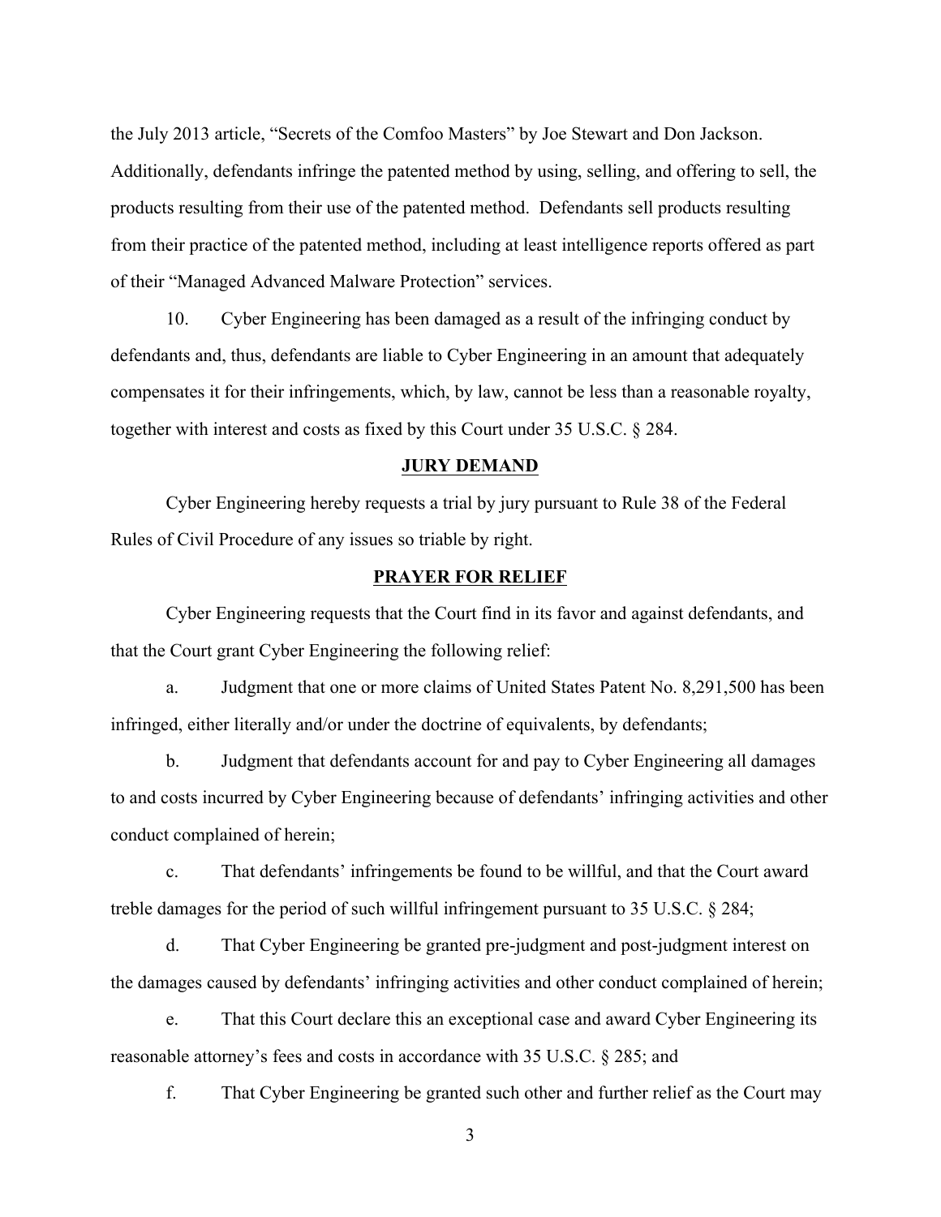the July 2013 article, "Secrets of the Comfoo Masters" by Joe Stewart and Don Jackson. Additionally, defendants infringe the patented method by using, selling, and offering to sell, the products resulting from their use of the patented method. Defendants sell products resulting from their practice of the patented method, including at least intelligence reports offered as part of their "Managed Advanced Malware Protection" services.

10. Cyber Engineering has been damaged as a result of the infringing conduct by defendants and, thus, defendants are liable to Cyber Engineering in an amount that adequately compensates it for their infringements, which, by law, cannot be less than a reasonable royalty, together with interest and costs as fixed by this Court under 35 U.S.C. § 284.

## **JURY DEMAND**

Cyber Engineering hereby requests a trial by jury pursuant to Rule 38 of the Federal Rules of Civil Procedure of any issues so triable by right.

## **PRAYER FOR RELIEF**

Cyber Engineering requests that the Court find in its favor and against defendants, and that the Court grant Cyber Engineering the following relief:

a. Judgment that one or more claims of United States Patent No. 8,291,500 has been infringed, either literally and/or under the doctrine of equivalents, by defendants;

b. Judgment that defendants account for and pay to Cyber Engineering all damages to and costs incurred by Cyber Engineering because of defendants' infringing activities and other conduct complained of herein;

c. That defendants' infringements be found to be willful, and that the Court award treble damages for the period of such willful infringement pursuant to 35 U.S.C. § 284;

d. That Cyber Engineering be granted pre-judgment and post-judgment interest on the damages caused by defendants' infringing activities and other conduct complained of herein;

e. That this Court declare this an exceptional case and award Cyber Engineering its reasonable attorney's fees and costs in accordance with 35 U.S.C. § 285; and

f. That Cyber Engineering be granted such other and further relief as the Court may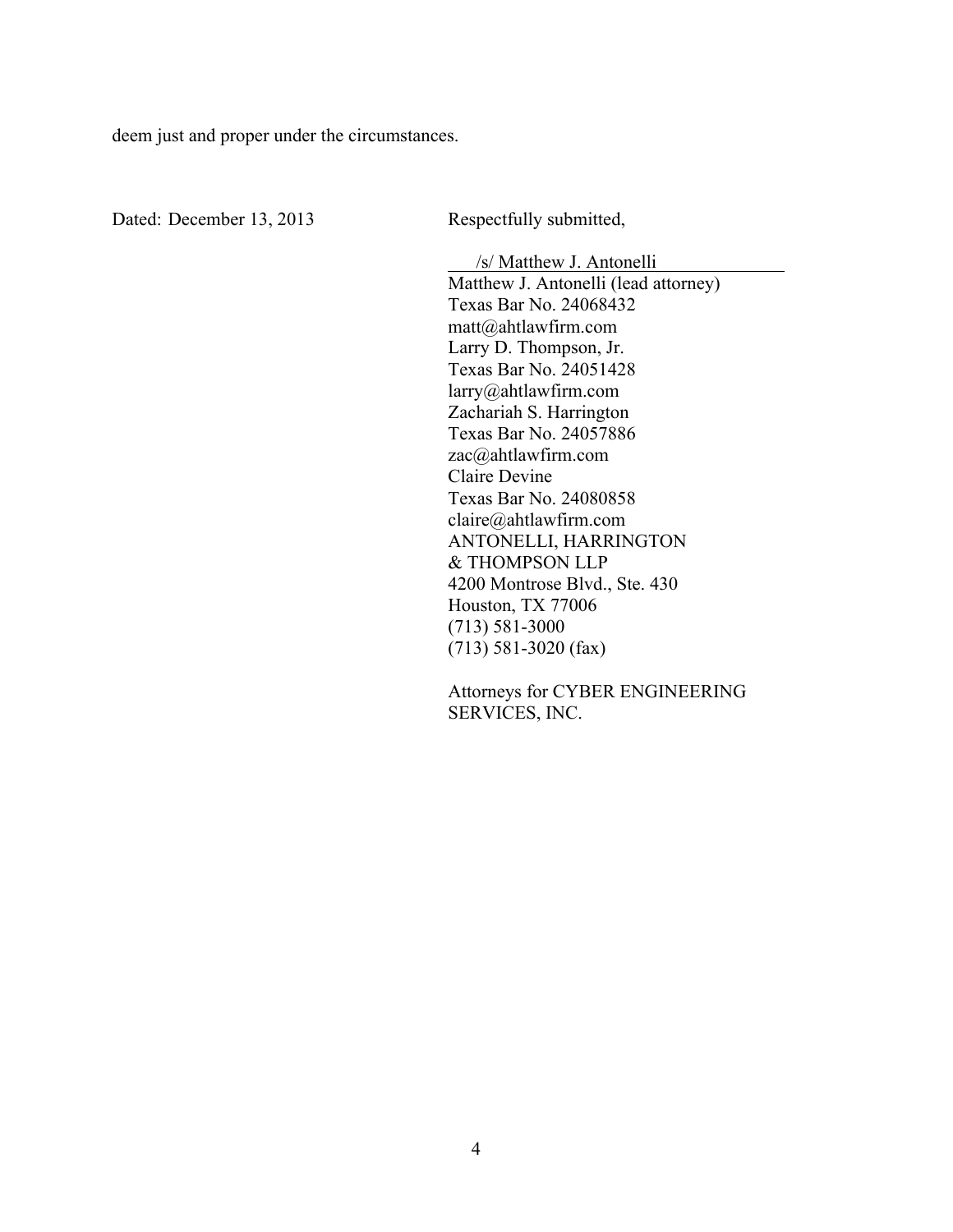deem just and proper under the circumstances.

Dated: December 13, 2013

Respectfully submitted,

/s/ Matthew J. Antonelli

Matthew J. Antonelli (lead attorney)
Texas Bar No. 24068432
matt@ahtlawfirm.com
Larry D. Thompson, Jr.
Texas Bar No. 24051428
larry@ahtlawfirm.com
Zachariah S. Harrington
Texas Bar No. 24057886
zac@ahtlawfirm.com
Claire Devine
Texas Bar No. 24080858
claire@ahtlawfirm.com
ANTONELLI, HARRINGTON
& THOMPSON LLP
4200 Montrose Blvd., Ste. 430
Houston, TX 77006
(713) 581-3000
(713) 581-3020 (fax)

Attorneys for CYBER ENGINEERING SERVICES, INC.